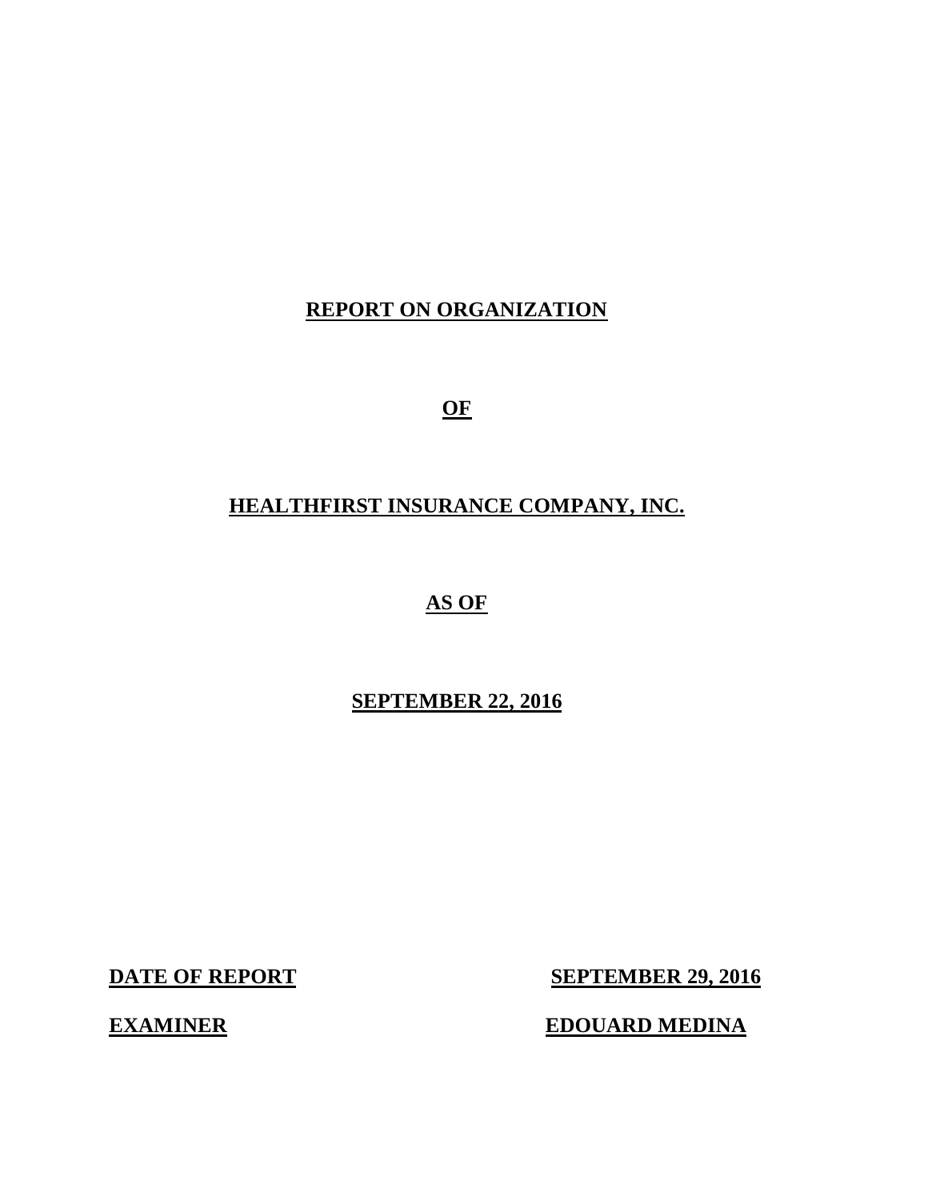# REPORT ON ORGANIZATION

# OF

# HEALTHFIRST INSURANCE COMPANY, INC.

# AS OF

# SEPTEMBER 22, 2016

**DATE OF REPORT** **SEPTEMBER 29, 2016**

**EXAMINER** **EDOUARD MEDINA**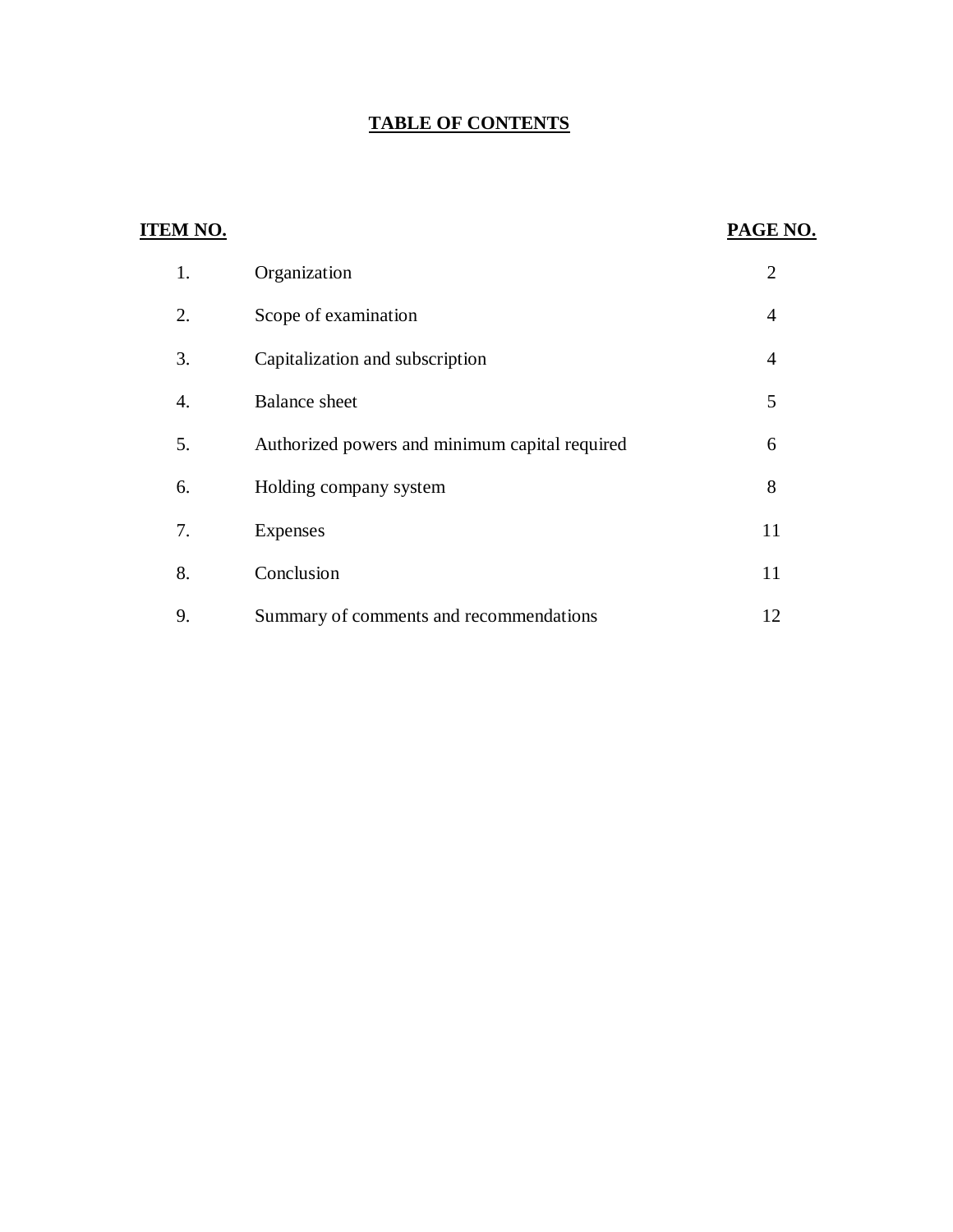# TABLE OF CONTENTS

| ITEM NO. | | PAGE NO. |
|---|---|---|
| 1. | Organization | 2 |
| 2. | Scope of examination | 4 |
| 3. | Capitalization and subscription | 4 |
| 4. | Balance sheet | 5 |
| 5. | Authorized powers and minimum capital required | 6 |
| 6. | Holding company system | 8 |
| 7. | Expenses | 11 |
| 8. | Conclusion | 11 |
| 9. | Summary of comments and recommendations | 12 |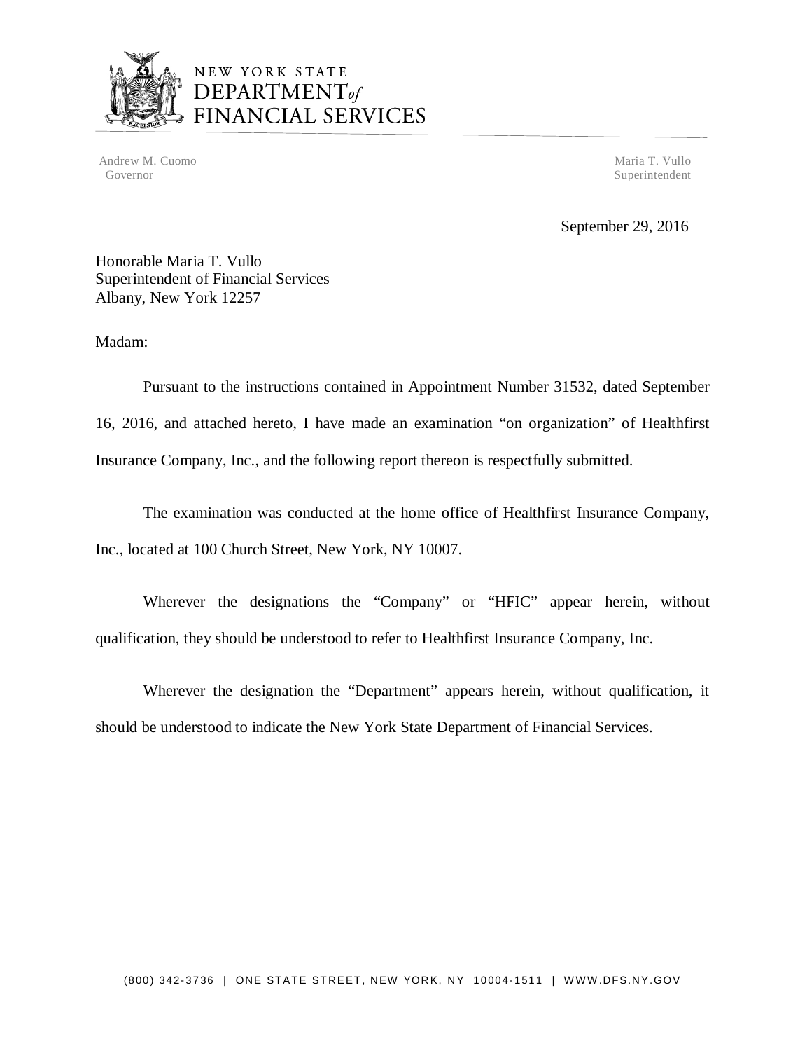NEW YORK STATE
DEPARTMENT *of*
FINANCIAL SERVICES

Andrew M. Cuomo
Governor

Maria T. Vullo
Superintendent

September 29, 2016

Honorable Maria T. Vullo
Superintendent of Financial Services
Albany, New York 12257

Madam:

Pursuant to the instructions contained in Appointment Number 31532, dated September 16, 2016, and attached hereto, I have made an examination "on organization" of Healthfirst Insurance Company, Inc., and the following report thereon is respectfully submitted.

The examination was conducted at the home office of Healthfirst Insurance Company, Inc., located at 100 Church Street, New York, NY 10007.

Wherever the designations the "Company" or "HFIC" appear herein, without qualification, they should be understood to refer to Healthfirst Insurance Company, Inc.

Wherever the designation the "Department" appears herein, without qualification, it should be understood to indicate the New York State Department of Financial Services.

(800) 342-3736 | ONE STATE STREET, NEW YORK, NY 10004-1511 | WWW.DFS.NY.GOV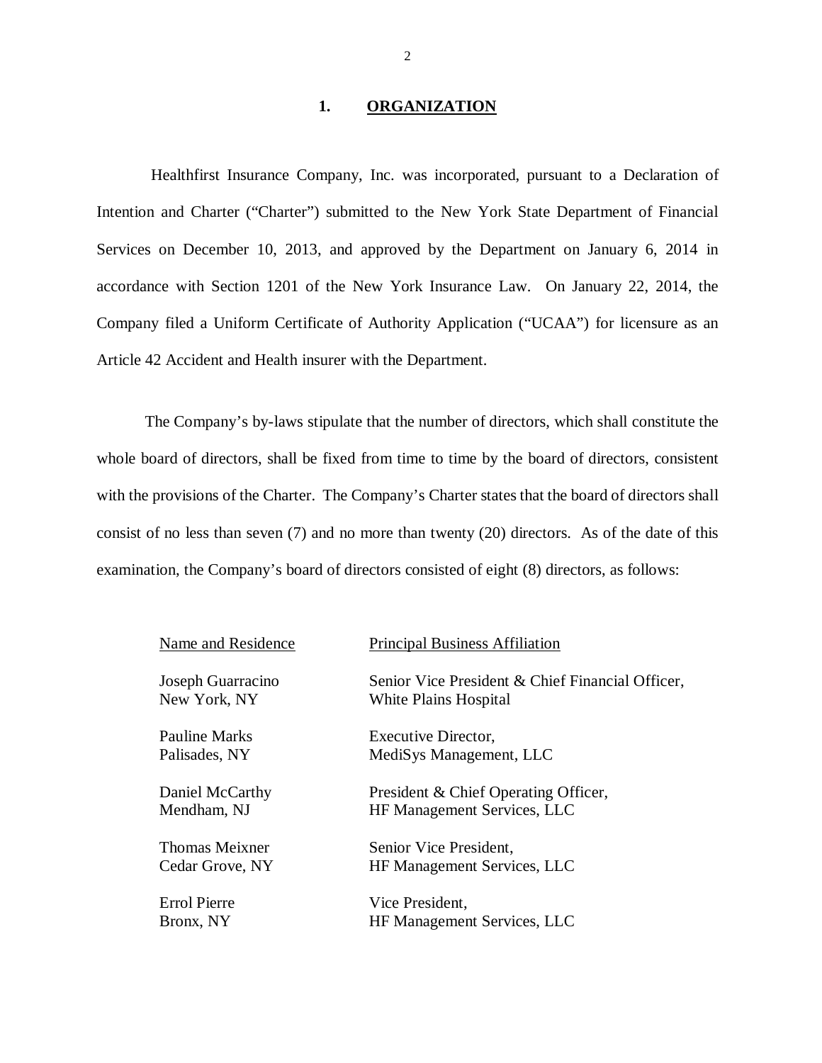## 1. ORGANIZATION

Healthfirst Insurance Company, Inc. was incorporated, pursuant to a Declaration of Intention and Charter ("Charter") submitted to the New York State Department of Financial Services on December 10, 2013, and approved by the Department on January 6, 2014 in accordance with Section 1201 of the New York Insurance Law. On January 22, 2014, the Company filed a Uniform Certificate of Authority Application ("UCAA") for licensure as an Article 42 Accident and Health insurer with the Department.

The Company's by-laws stipulate that the number of directors, which shall constitute the whole board of directors, shall be fixed from time to time by the board of directors, consistent with the provisions of the Charter. The Company's Charter states that the board of directors shall consist of no less than seven (7) and no more than twenty (20) directors. As of the date of this examination, the Company's board of directors consisted of eight (8) directors, as follows:

| Name and Residence | Principal Business Affiliation |
| --- | --- |
| Joseph Guarracino<br>New York, NY | Senior Vice President & Chief Financial Officer,<br>White Plains Hospital |
| Pauline Marks<br>Palisades, NY | Executive Director,<br>MediSys Management, LLC |
| Daniel McCarthy<br>Mendham, NJ | President & Chief Operating Officer,<br>HF Management Services, LLC |
| Thomas Meixner<br>Cedar Grove, NY | Senior Vice President,<br>HF Management Services, LLC |
| Errol Pierre<br>Bronx, NY | Vice President,<br>HF Management Services, LLC |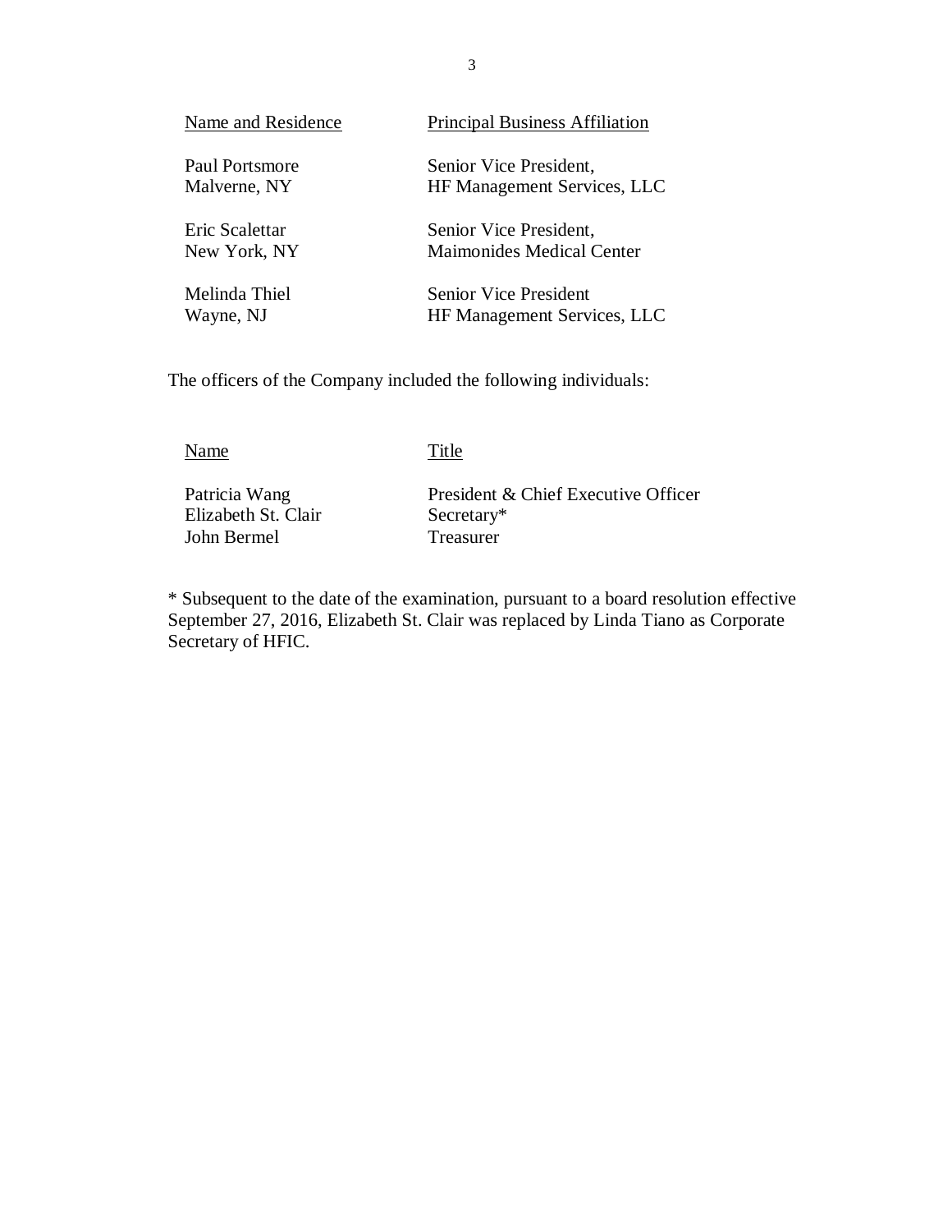| Name and Residence | Principal Business Affiliation |
| --- | --- |
| Paul Portsmore<br>Malverne, NY | Senior Vice President,<br>HF Management Services, LLC |
| Eric Scalettar<br>New York, NY | Senior Vice President,<br>Maimonides Medical Center |
| Melinda Thiel<br>Wayne, NJ | Senior Vice President<br>HF Management Services, LLC |

The officers of the Company included the following individuals:

| Name | Title |
| --- | --- |
| Patricia Wang | President & Chief Executive Officer |
| Elizabeth St. Clair | Secretary* |
| John Bermel | Treasurer |

* Subsequent to the date of the examination, pursuant to a board resolution effective September 27, 2016, Elizabeth St. Clair was replaced by Linda Tiano as Corporate Secretary of HFIC.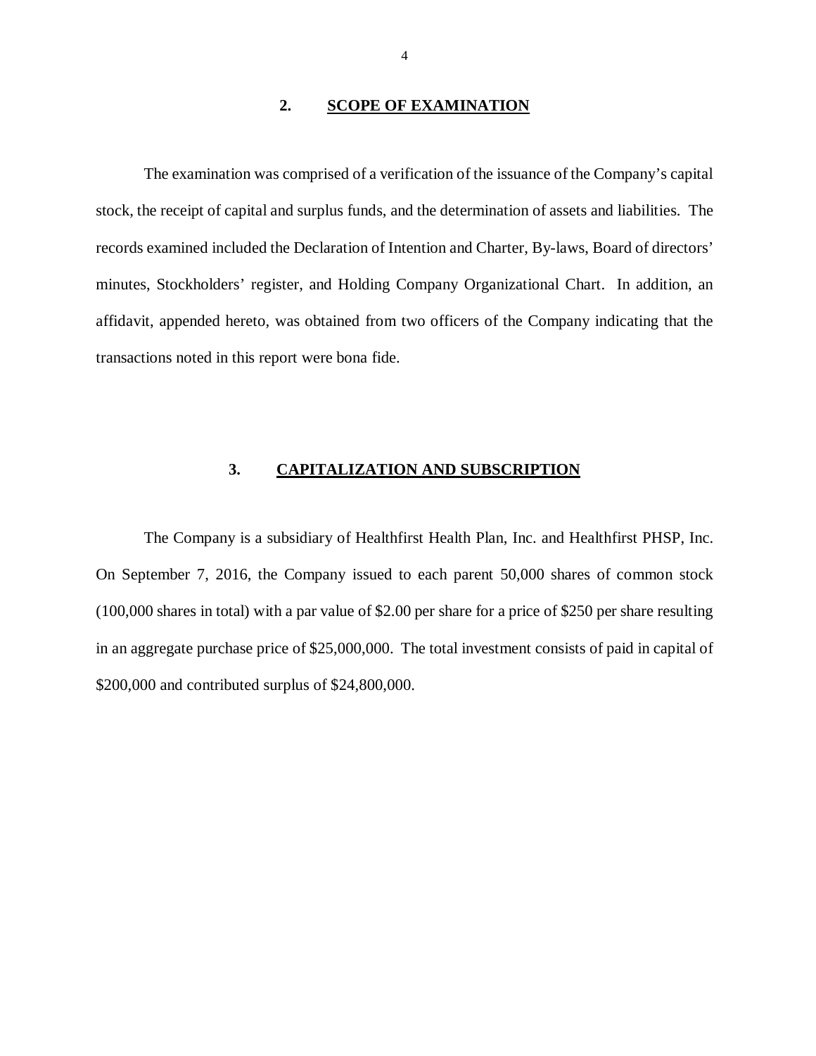## 2. SCOPE OF EXAMINATION

The examination was comprised of a verification of the issuance of the Company's capital stock, the receipt of capital and surplus funds, and the determination of assets and liabilities. The records examined included the Declaration of Intention and Charter, By-laws, Board of directors' minutes, Stockholders' register, and Holding Company Organizational Chart. In addition, an affidavit, appended hereto, was obtained from two officers of the Company indicating that the transactions noted in this report were bona fide.

## 3. CAPITALIZATION AND SUBSCRIPTION

The Company is a subsidiary of Healthfirst Health Plan, Inc. and Healthfirst PHSP, Inc. On September 7, 2016, the Company issued to each parent 50,000 shares of common stock (100,000 shares in total) with a par value of $2.00 per share for a price of $250 per share resulting in an aggregate purchase price of $25,000,000. The total investment consists of paid in capital of $200,000 and contributed surplus of $24,800,000.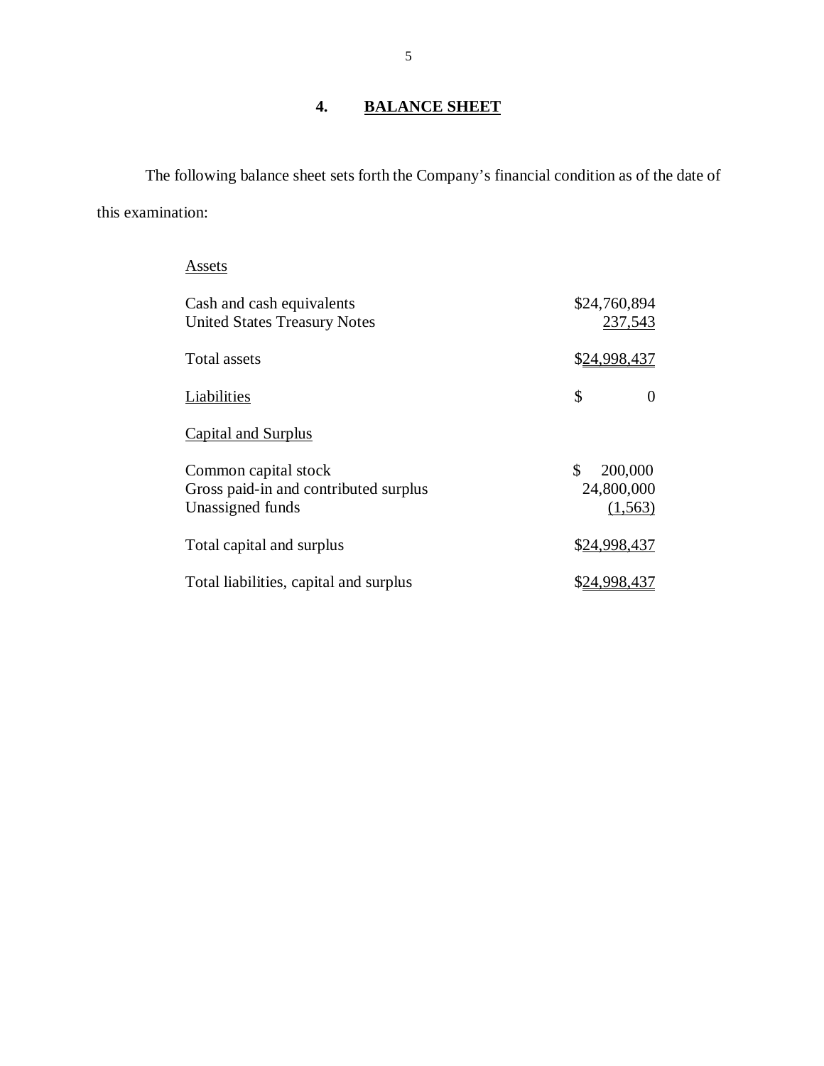## 4. BALANCE SHEET

The following balance sheet sets forth the Company's financial condition as of the date of this examination:

| Assets | |
|---|---|
| Cash and cash equivalents | $24,760,894 |
| United States Treasury Notes | 237,543 |
| Total assets | $24,998,437 |
| Liabilities | $ 0 |
| Capital and Surplus | |
| Common capital stock | $ 200,000 |
| Gross paid-in and contributed surplus | 24,800,000 |
| Unassigned funds | (1,563) |
| Total capital and surplus | $24,998,437 |
| Total liabilities, capital and surplus | $24,998,437 |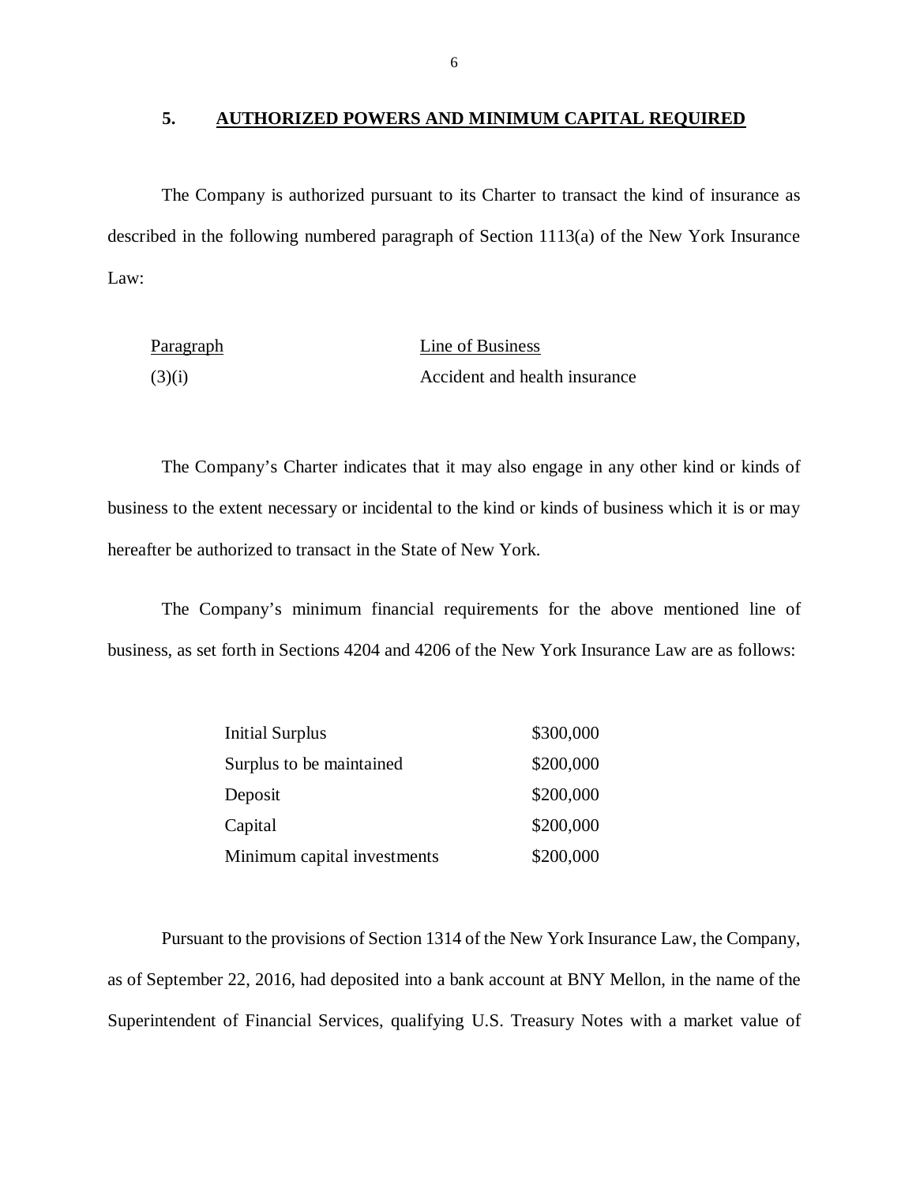## 5. AUTHORIZED POWERS AND MINIMUM CAPITAL REQUIRED

The Company is authorized pursuant to its Charter to transact the kind of insurance as described in the following numbered paragraph of Section 1113(a) of the New York Insurance Law:

| Paragraph | Line of Business |
| --- | --- |
| (3)(i) | Accident and health insurance |

The Company's Charter indicates that it may also engage in any other kind or kinds of business to the extent necessary or incidental to the kind or kinds of business which it is or may hereafter be authorized to transact in the State of New York.

The Company's minimum financial requirements for the above mentioned line of business, as set forth in Sections 4204 and 4206 of the New York Insurance Law are as follows:

| | |
| --- | --- |
| Initial Surplus | \$300,000 |
| Surplus to be maintained | \$200,000 |
| Deposit | \$200,000 |
| Capital | \$200,000 |
| Minimum capital investments | \$200,000 |

Pursuant to the provisions of Section 1314 of the New York Insurance Law, the Company, as of September 22, 2016, had deposited into a bank account at BNY Mellon, in the name of the Superintendent of Financial Services, qualifying U.S. Treasury Notes with a market value of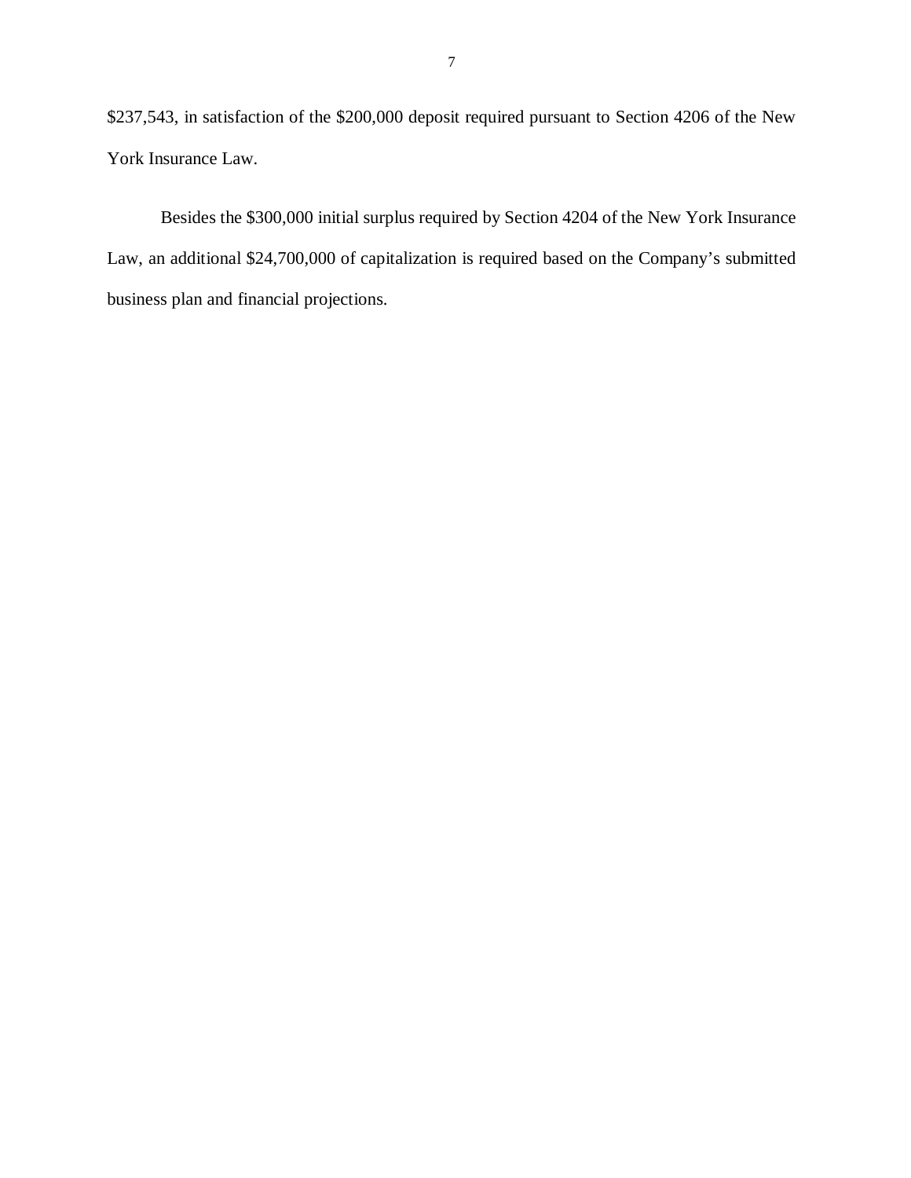$237,543, in satisfaction of the $200,000 deposit required pursuant to Section 4206 of the New York Insurance Law.

Besides the $300,000 initial surplus required by Section 4204 of the New York Insurance Law, an additional $24,700,000 of capitalization is required based on the Company's submitted business plan and financial projections.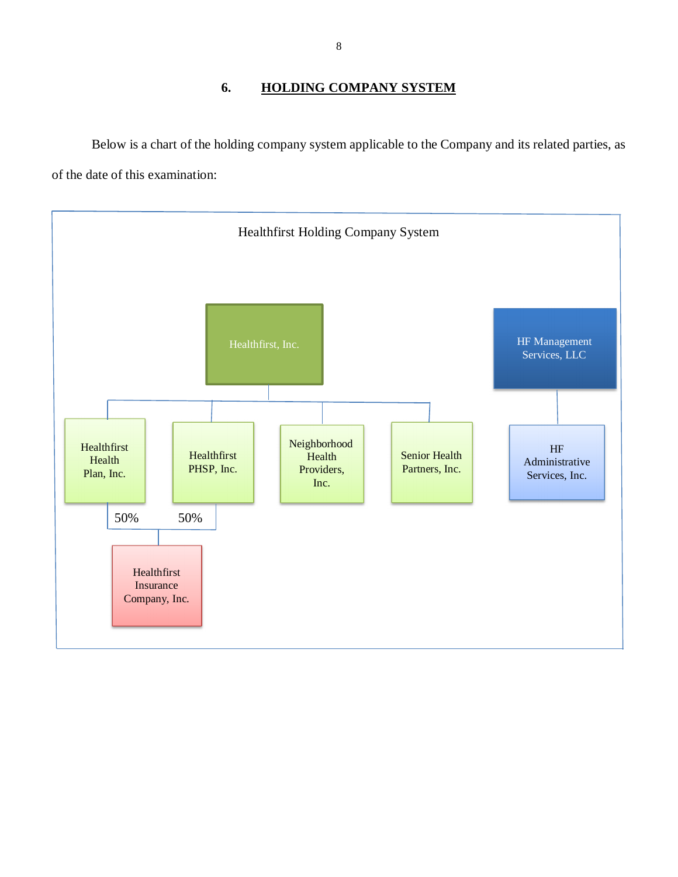## 6. HOLDING COMPANY SYSTEM

Below is a chart of the holding company system applicable to the Company and its related parties, as of the date of this examination:

Healthfirst Holding Company System

Healthfirst, Inc.

- Healthfirst Health Plan, Inc.
- Healthfirst PHSP, Inc.
- Neighborhood Health Providers, Inc.
- Senior Health Partners, Inc.

Healthfirst Insurance Company, Inc. (50% owned by Healthfirst Health Plan, Inc.; 50% owned by Healthfirst PHSP, Inc.)

HF Management Services, LLC

- HF Administrative Services, Inc.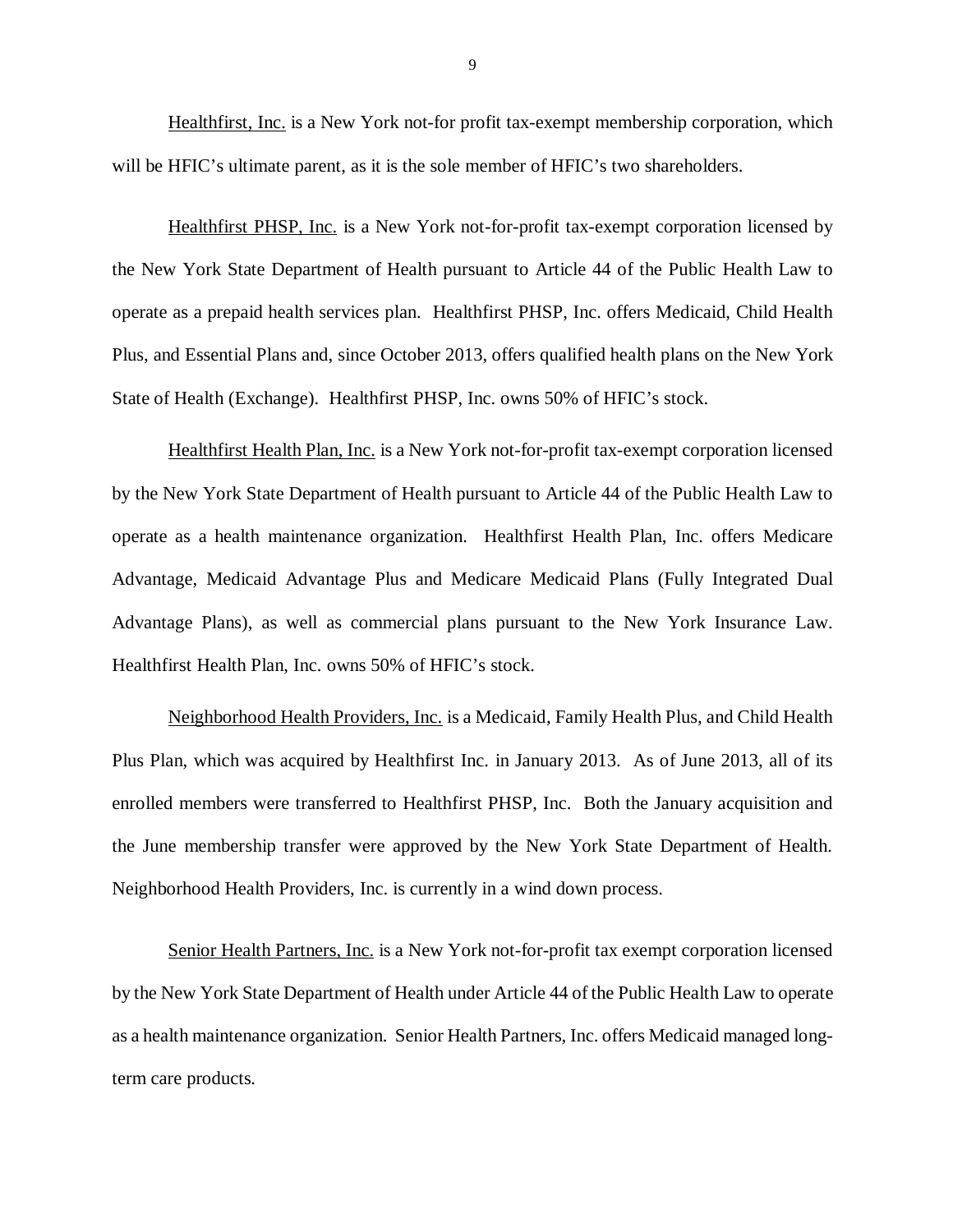Healthfirst, Inc. is a New York not-for profit tax-exempt membership corporation, which will be HFIC's ultimate parent, as it is the sole member of HFIC's two shareholders.

Healthfirst PHSP, Inc. is a New York not-for-profit tax-exempt corporation licensed by the New York State Department of Health pursuant to Article 44 of the Public Health Law to operate as a prepaid health services plan. Healthfirst PHSP, Inc. offers Medicaid, Child Health Plus, and Essential Plans and, since October 2013, offers qualified health plans on the New York State of Health (Exchange). Healthfirst PHSP, Inc. owns 50% of HFIC's stock.

Healthfirst Health Plan, Inc. is a New York not-for-profit tax-exempt corporation licensed by the New York State Department of Health pursuant to Article 44 of the Public Health Law to operate as a health maintenance organization. Healthfirst Health Plan, Inc. offers Medicare Advantage, Medicaid Advantage Plus and Medicare Medicaid Plans (Fully Integrated Dual Advantage Plans), as well as commercial plans pursuant to the New York Insurance Law. Healthfirst Health Plan, Inc. owns 50% of HFIC's stock.

Neighborhood Health Providers, Inc. is a Medicaid, Family Health Plus, and Child Health Plus Plan, which was acquired by Healthfirst Inc. in January 2013. As of June 2013, all of its enrolled members were transferred to Healthfirst PHSP, Inc. Both the January acquisition and the June membership transfer were approved by the New York State Department of Health. Neighborhood Health Providers, Inc. is currently in a wind down process.

Senior Health Partners, Inc. is a New York not-for-profit tax exempt corporation licensed by the New York State Department of Health under Article 44 of the Public Health Law to operate as a health maintenance organization. Senior Health Partners, Inc. offers Medicaid managed long-term care products.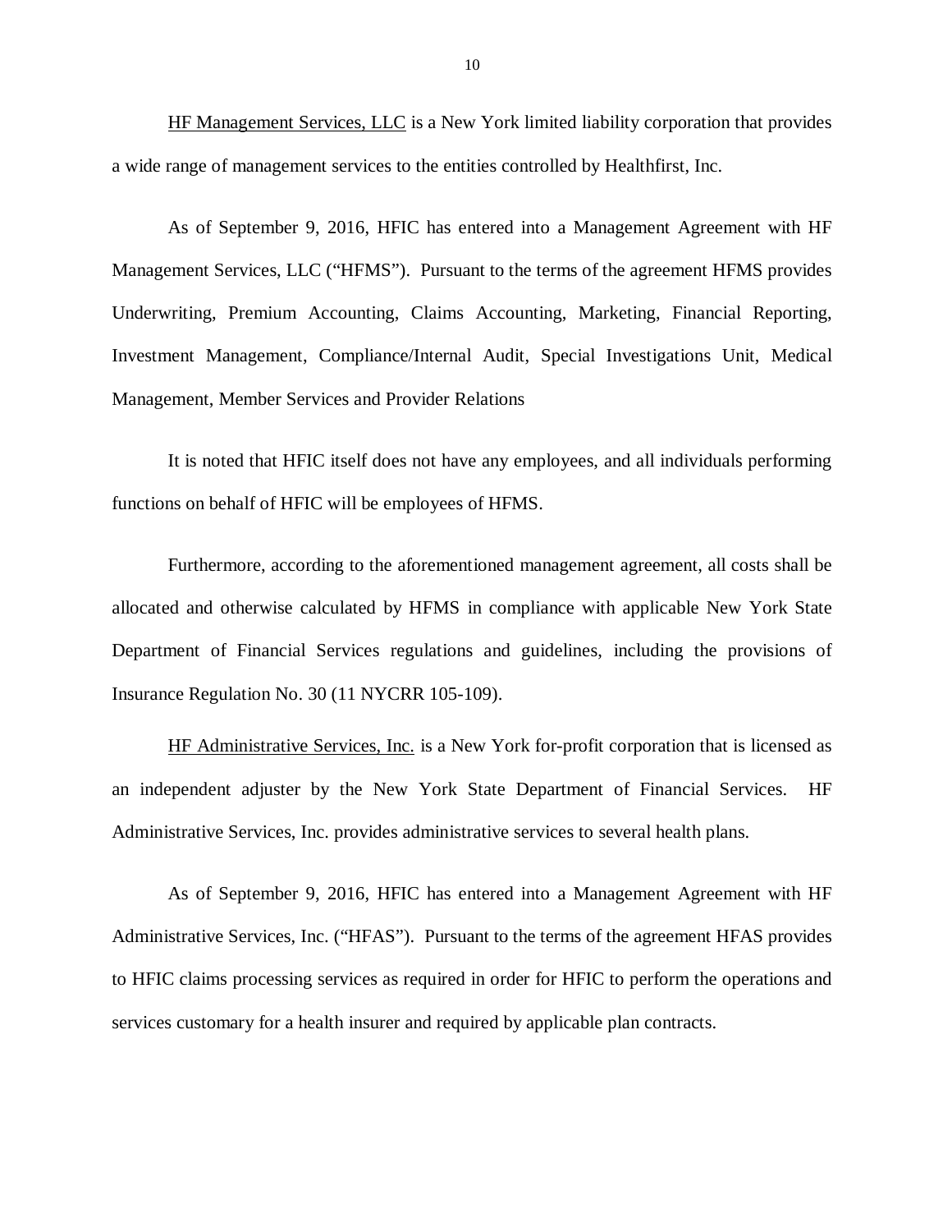HF Management Services, LLC is a New York limited liability corporation that provides a wide range of management services to the entities controlled by Healthfirst, Inc.

As of September 9, 2016, HFIC has entered into a Management Agreement with HF Management Services, LLC ("HFMS"). Pursuant to the terms of the agreement HFMS provides Underwriting, Premium Accounting, Claims Accounting, Marketing, Financial Reporting, Investment Management, Compliance/Internal Audit, Special Investigations Unit, Medical Management, Member Services and Provider Relations

It is noted that HFIC itself does not have any employees, and all individuals performing functions on behalf of HFIC will be employees of HFMS.

Furthermore, according to the aforementioned management agreement, all costs shall be allocated and otherwise calculated by HFMS in compliance with applicable New York State Department of Financial Services regulations and guidelines, including the provisions of Insurance Regulation No. 30 (11 NYCRR 105-109).

HF Administrative Services, Inc. is a New York for-profit corporation that is licensed as an independent adjuster by the New York State Department of Financial Services. HF Administrative Services, Inc. provides administrative services to several health plans.

As of September 9, 2016, HFIC has entered into a Management Agreement with HF Administrative Services, Inc. ("HFAS"). Pursuant to the terms of the agreement HFAS provides to HFIC claims processing services as required in order for HFIC to perform the operations and services customary for a health insurer and required by applicable plan contracts.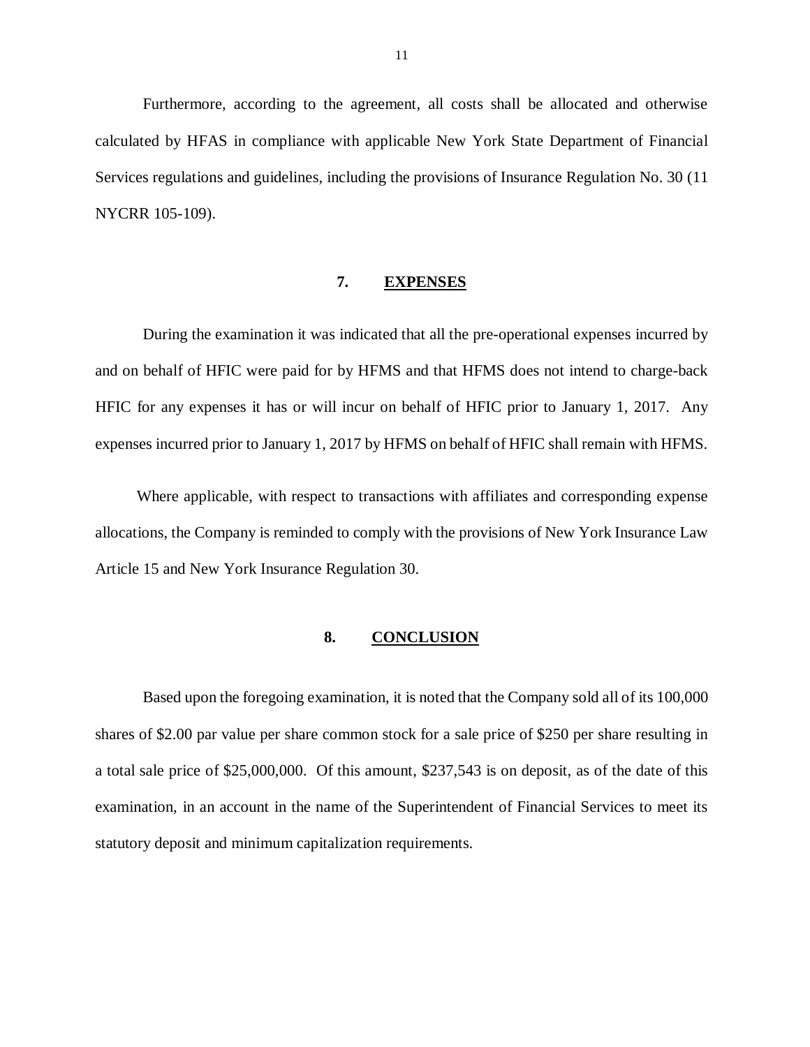Furthermore, according to the agreement, all costs shall be allocated and otherwise calculated by HFAS in compliance with applicable New York State Department of Financial Services regulations and guidelines, including the provisions of Insurance Regulation No. 30 (11 NYCRR 105-109).

## 7. EXPENSES

During the examination it was indicated that all the pre-operational expenses incurred by and on behalf of HFIC were paid for by HFMS and that HFMS does not intend to charge-back HFIC for any expenses it has or will incur on behalf of HFIC prior to January 1, 2017. Any expenses incurred prior to January 1, 2017 by HFMS on behalf of HFIC shall remain with HFMS.

Where applicable, with respect to transactions with affiliates and corresponding expense allocations, the Company is reminded to comply with the provisions of New York Insurance Law Article 15 and New York Insurance Regulation 30.

## 8. CONCLUSION

Based upon the foregoing examination, it is noted that the Company sold all of its 100,000 shares of $2.00 par value per share common stock for a sale price of $250 per share resulting in a total sale price of $25,000,000. Of this amount, $237,543 is on deposit, as of the date of this examination, in an account in the name of the Superintendent of Financial Services to meet its statutory deposit and minimum capitalization requirements.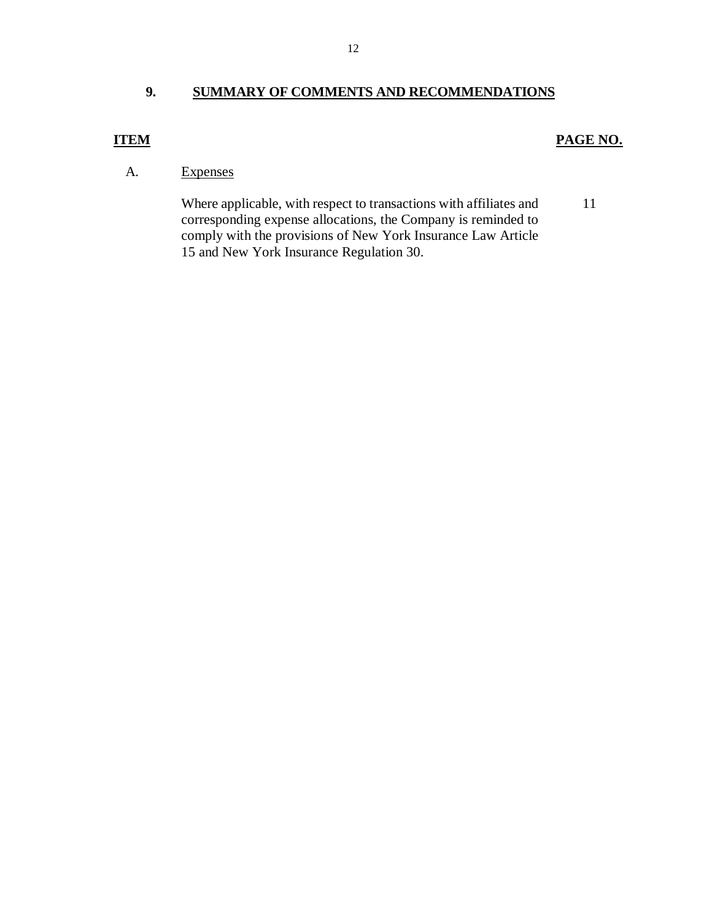## 9. SUMMARY OF COMMENTS AND RECOMMENDATIONS

| ITEM | | PAGE NO. |
|---|---|---|
| A. | Expenses | |
| | Where applicable, with respect to transactions with affiliates and corresponding expense allocations, the Company is reminded to comply with the provisions of New York Insurance Law Article 15 and New York Insurance Regulation 30. | 11 |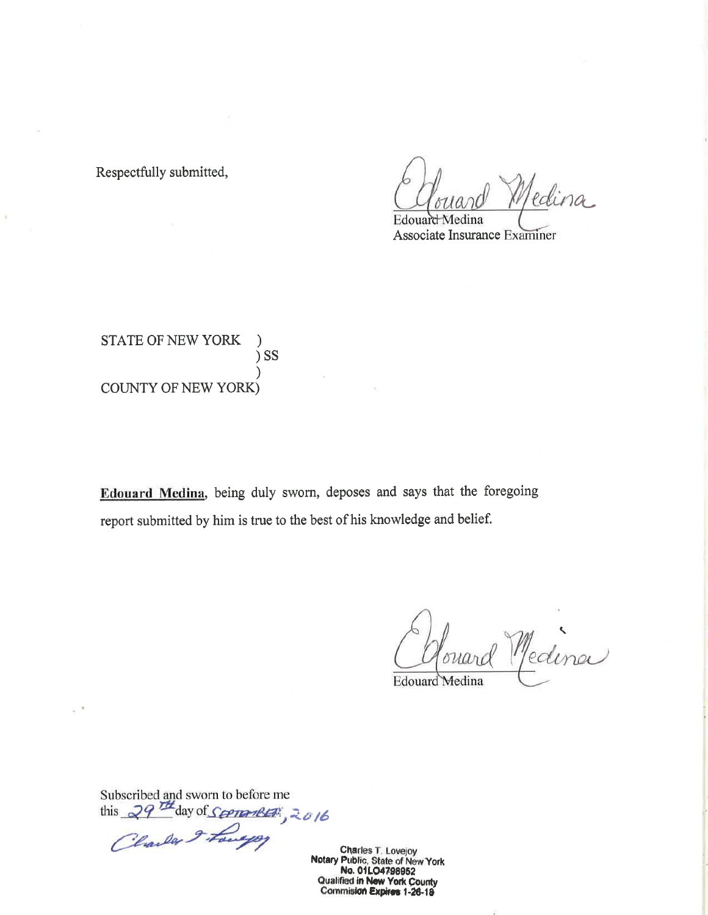Respectfully submitted,

Edouard Medina
Associate Insurance Examiner

STATE OF NEW YORK )
) SS
)
COUNTY OF NEW YORK)

**Edouard Medina**, being duly sworn, deposes and says that the foregoing report submitted by him is true to the best of his knowledge and belief.

Edouard Medina

Subscribed and sworn to before me
this 29TH day of SEPTEMBER, 2016

Charles T. Lovejoy
Notary Public, State of New York
No. 01LO4798952
Qualified in New York County
Commision Expires 1-26-19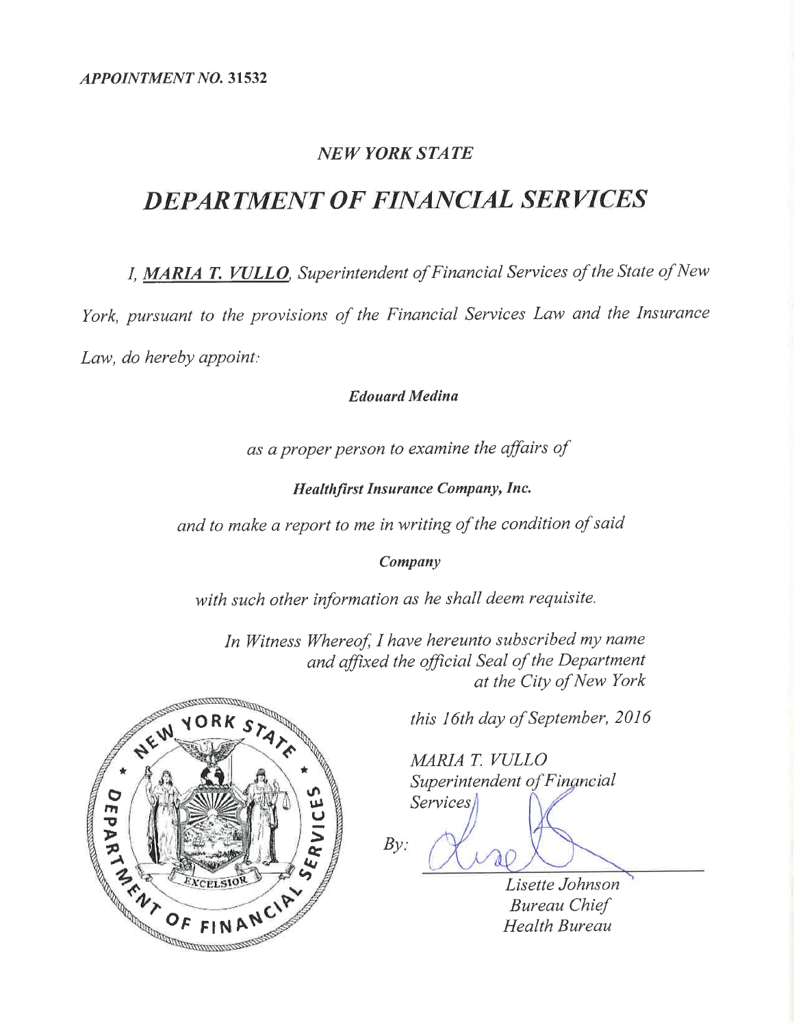*APPOINTMENT NO.* **31532**

## *NEW YORK STATE*

# *DEPARTMENT OF FINANCIAL SERVICES*

*I,* ***MARIA T. VULLO****, Superintendent of Financial Services of the State of New York, pursuant to the provisions of the Financial Services Law and the Insurance Law, do hereby appoint:*

***Edouard Medina***

*as a proper person to examine the affairs of*

***Healthfirst Insurance Company, Inc.***

*and to make a report to me in writing of the condition of said*

***Company***

*with such other information as he shall deem requisite.*

*In Witness Whereof, I have hereunto subscribed my name and affixed the official Seal of the Department at the City of New York*

*this 16th day of September, 2016*

*MARIA T. VULLO*
*Superintendent of Financial Services*

*By:*

*Lisette Johnson*
*Bureau Chief*
*Health Bureau*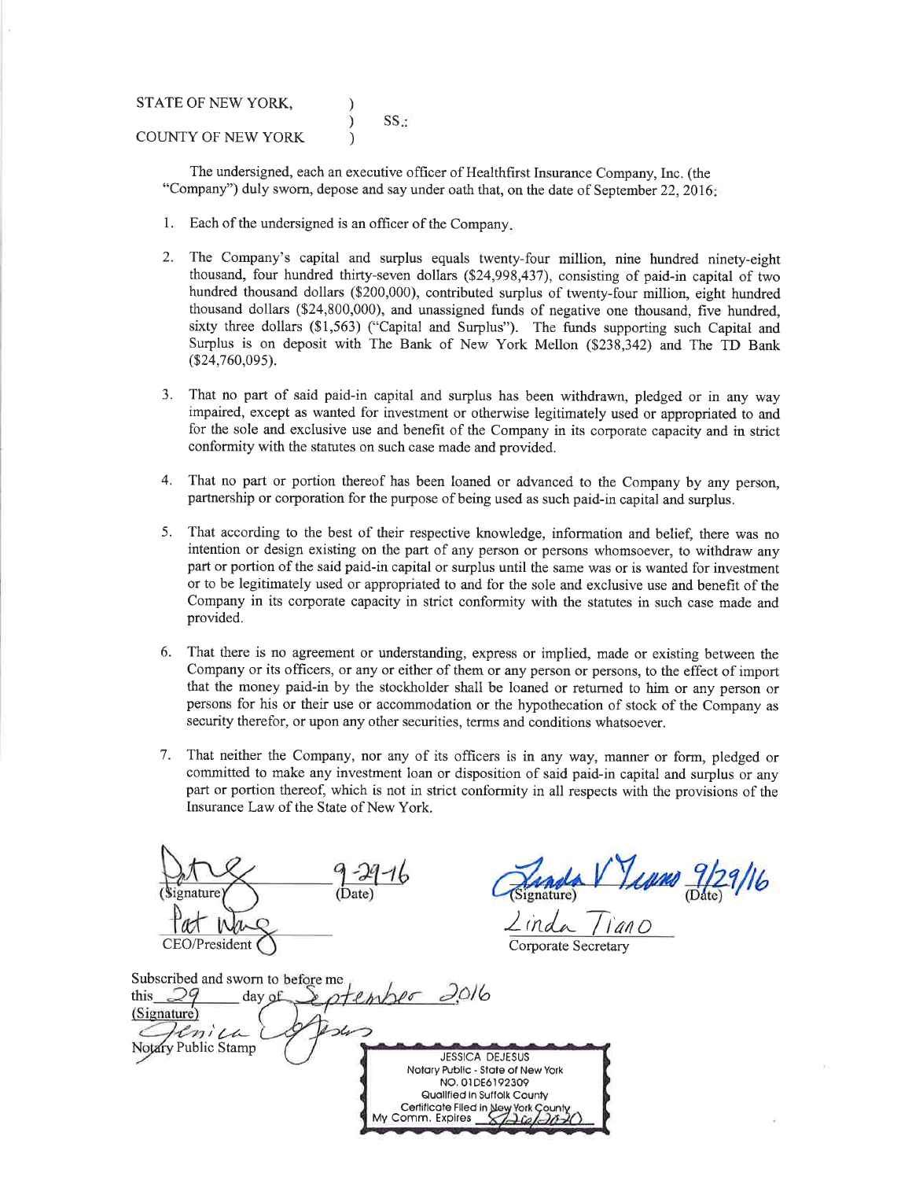STATE OF NEW YORK, ) SS.:
COUNTY OF NEW YORK )

The undersigned, each an executive officer of Healthfirst Insurance Company, Inc. (the "Company") duly sworn, depose and say under oath that, on the date of September 22, 2016:

1. Each of the undersigned is an officer of the Company.

2. The Company's capital and surplus equals twenty-four million, nine hundred ninety-eight thousand, four hundred thirty-seven dollars ($24,998,437), consisting of paid-in capital of two hundred thousand dollars ($200,000), contributed surplus of twenty-four million, eight hundred thousand dollars ($24,800,000), and unassigned funds of negative one thousand, five hundred, sixty three dollars ($1,563) ("Capital and Surplus"). The funds supporting such Capital and Surplus is on deposit with The Bank of New York Mellon ($238,342) and The TD Bank ($24,760,095).

3. That no part of said paid-in capital and surplus has been withdrawn, pledged or in any way impaired, except as wanted for investment or otherwise legitimately used or appropriated to and for the sole and exclusive use and benefit of the Company in its corporate capacity and in strict conformity with the statutes on such case made and provided.

4. That no part or portion thereof has been loaned or advanced to the Company by any person, partnership or corporation for the purpose of being used as such paid-in capital and surplus.

5. That according to the best of their respective knowledge, information and belief, there was no intention or design existing on the part of any person or persons whomsoever, to withdraw any part or portion of the said paid-in capital or surplus until the same was or is wanted for investment or to be legitimately used or appropriated to and for the sole and exclusive use and benefit of the Company in its corporate capacity in strict conformity with the statutes in such case made and provided.

6. That there is no agreement or understanding, express or implied, made or existing between the Company or its officers, or any or either of them or any person or persons, to the effect of import that the money paid-in by the stockholder shall be loaned or returned to him or any person or persons for his or their use or accommodation or the hypothecation of stock of the Company as security therefor, or upon any other securities, terms and conditions whatsoever.

7. That neither the Company, nor any of its officers is in any way, manner or form, pledged or committed to make any investment loan or disposition of said paid-in capital and surplus or any part or portion thereof, which is not in strict conformity in all respects with the provisions of the Insurance Law of the State of New York.

(Signature) [signed] (Date) 9-29-16
Pat Wang
CEO/President

(Signature) [signed] (Date) 9/29/16
Linda Tiano
Corporate Secretary

Subscribed and sworn to before me this 29 day of September 2016
(Signature) [signed]
Notary Public Stamp

JESSICA DEJESUS
Notary Public - State of New York
NO. 01DE6192309
Qualified in Suffolk County
Certificate Filed in New York County
My Comm. Expires 8/26/2020